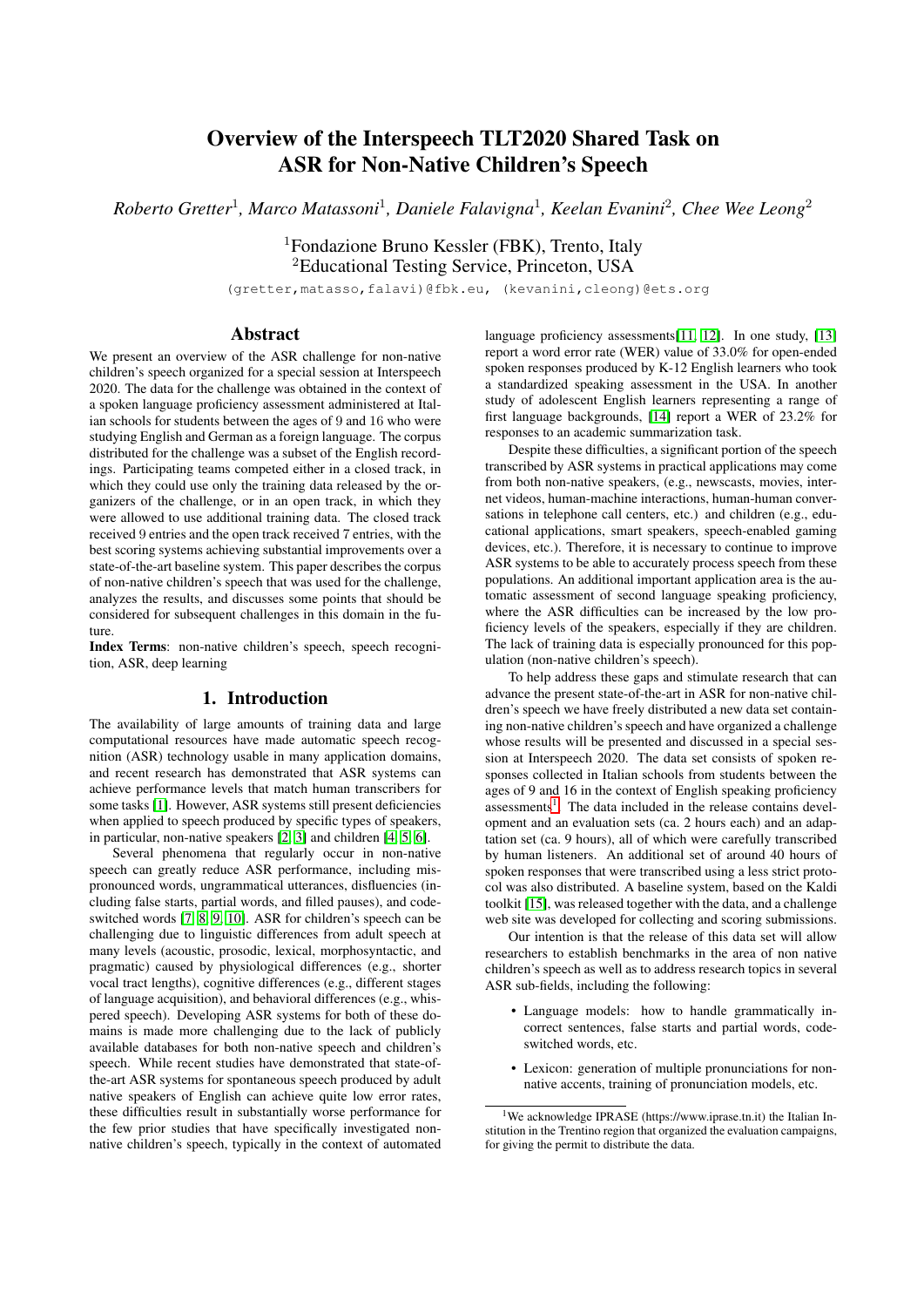# Overview of the Interspeech TLT2020 Shared Task on ASR for Non-Native Children's Speech

*Roberto Gretter*[1], *Marco Matassoni*[1], *Daniele Falavigna*[1], *Keelan Evanini*[2], *Chee Wee Leong*[2]

[1]Fondazione Bruno Kessler (FBK), Trento, Italy
[2]Educational Testing Service, Princeton, USA

(gretter,matasso,falavi)@fbk.eu, (kevanini,cleong)@ets.org

## Abstract

We present an overview of the ASR challenge for non-native children's speech organized for a special session at Interspeech 2020. The data for the challenge was obtained in the context of a spoken language proficiency assessment administered at Italian schools for students between the ages of 9 and 16 who were studying English and German as a foreign language. The corpus distributed for the challenge was a subset of the English recordings. Participating teams competed either in a closed track, in which they could use only the training data released by the organizers of the challenge, or in an open track, in which they were allowed to use additional training data. The closed track received 9 entries and the open track received 7 entries, with the best scoring systems achieving substantial improvements over a state-of-the-art baseline system. This paper describes the corpus of non-native children's speech that was used for the challenge, analyzes the results, and discusses some points that should be considered for subsequent challenges in this domain in the future.

**Index Terms**: non-native children's speech, speech recognition, ASR, deep learning

## 1. Introduction

The availability of large amounts of training data and large computational resources have made automatic speech recognition (ASR) technology usable in many application domains, and recent research has demonstrated that ASR systems can achieve performance levels that match human transcribers for some tasks [1]. However, ASR systems still present deficiencies when applied to speech produced by specific types of speakers, in particular, non-native speakers [2, 3] and children [4, 5, 6].

Several phenomena that regularly occur in non-native speech can greatly reduce ASR performance, including mispronounced words, ungrammatical utterances, disfluencies (including false starts, partial words, and filled pauses), and code-switched words [7, 8, 9, 10]. ASR for children's speech can be challenging due to linguistic differences from adult speech at many levels (acoustic, prosodic, lexical, morphosyntactic, and pragmatic) caused by physiological differences (e.g., shorter vocal tract lengths), cognitive differences (e.g., different stages of language acquisition), and behavioral differences (e.g., whispered speech). Developing ASR systems for both of these domains is made more challenging due to the lack of publicly available databases for both non-native speech and children's speech. While recent studies have demonstrated that state-of-the-art ASR systems for spontaneous speech produced by adult native speakers of English can achieve quite low error rates, these difficulties result in substantially worse performance for the few prior studies that have specifically investigated non-native children's speech, typically in the context of automated language proficiency assessments[11, 12]. In one study, [13] report a word error rate (WER) value of 33.0% for open-ended spoken responses produced by K-12 English learners who took a standardized speaking assessment in the USA. In another study of adolescent English learners representing a range of first language backgrounds, [14] report a WER of 23.2% for responses to an academic summarization task.

Despite these difficulties, a significant portion of the speech transcribed by ASR systems in practical applications may come from both non-native speakers, (e.g., newscasts, movies, internet videos, human-machine interactions, human-human conversations in telephone call centers, etc.) and children (e.g., educational applications, smart speakers, speech-enabled gaming devices, etc.). Therefore, it is necessary to continue to improve ASR systems to be able to accurately process speech from these populations. An additional important application area is the automatic assessment of second language speaking proficiency, where the ASR difficulties can be increased by the low proficiency levels of the speakers, especially if they are children. The lack of training data is especially pronounced for this population (non-native children's speech).

To help address these gaps and stimulate research that can advance the present state-of-the-art in ASR for non-native children's speech we have freely distributed a new data set containing non-native children's speech and have organized a challenge whose results will be presented and discussed in a special session at Interspeech 2020. The data set consists of spoken responses collected in Italian schools from students between the ages of 9 and 16 in the context of English speaking proficiency assessments[1]. The data included in the release contains development and an evaluation sets (ca. 2 hours each) and an adaptation set (ca. 9 hours), all of which were carefully transcribed by human listeners. An additional set of around 40 hours of spoken responses that were transcribed using a less strict protocol was also distributed. A baseline system, based on the Kaldi toolkit [15], was released together with the data, and a challenge web site was developed for collecting and scoring submissions.

Our intention is that the release of this data set will allow researchers to establish benchmarks in the area of non native children's speech as well as to address research topics in several ASR sub-fields, including the following:

- Language models: how to handle grammatically incorrect sentences, false starts and partial words, code-switched words, etc.
- Lexicon: generation of multiple pronunciations for non-native accents, training of pronunciation models, etc.

[1]We acknowledge IPRASE (https://www.iprase.tn.it) the Italian Institution in the Trentino region that organized the evaluation campaigns, for giving the permit to distribute the data.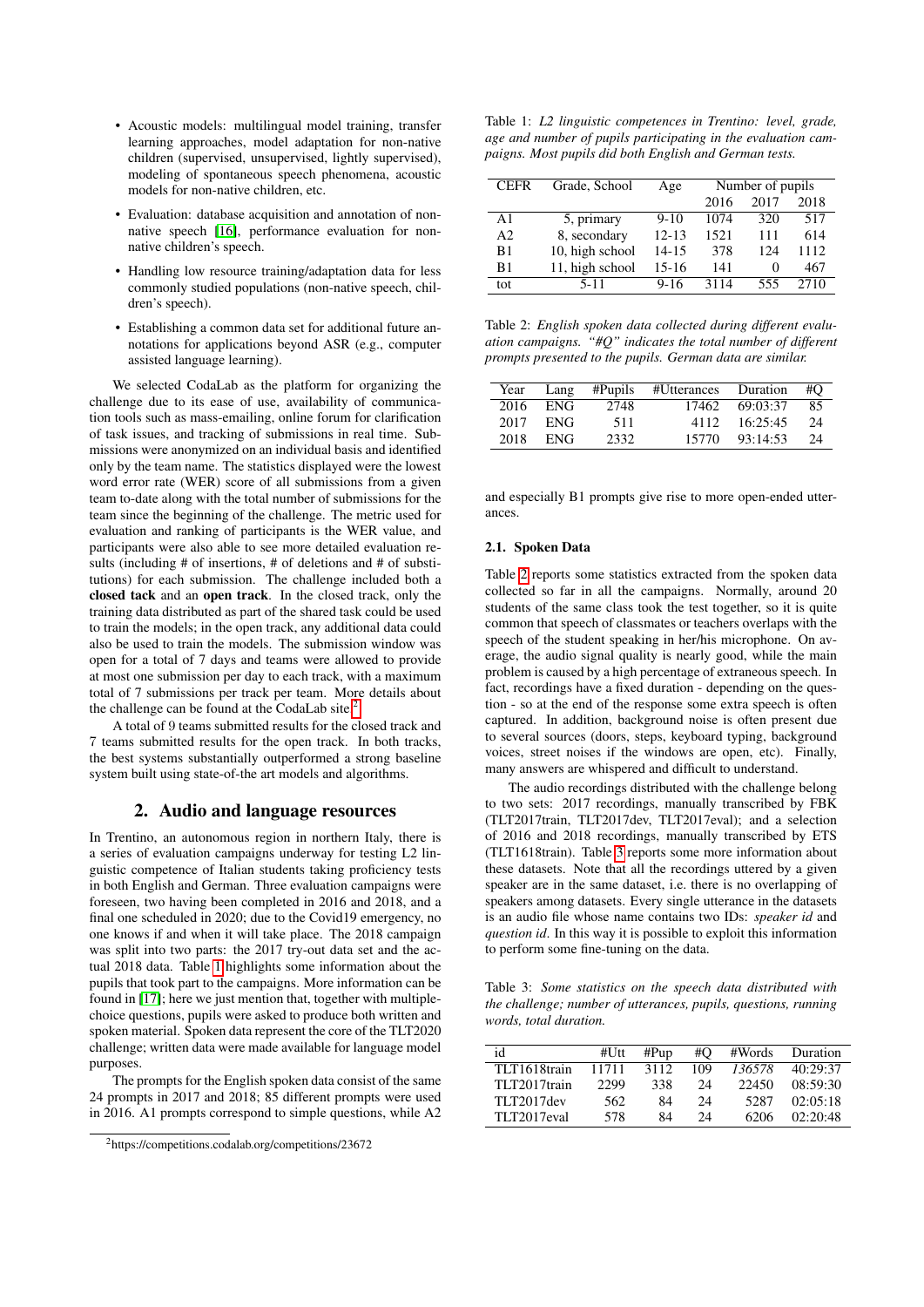- Acoustic models: multilingual model training, transfer learning approaches, model adaptation for non-native children (supervised, unsupervised, lightly supervised), modeling of spontaneous speech phenomena, acoustic models for non-native children, etc.
- Evaluation: database acquisition and annotation of non-native speech [16], performance evaluation for non-native children's speech.
- Handling low resource training/adaptation data for less commonly studied populations (non-native speech, children's speech).
- Establishing a common data set for additional future annotations for applications beyond ASR (e.g., computer assisted language learning).

We selected CodaLab as the platform for organizing the challenge due to its ease of use, availability of communication tools such as mass-emailing, online forum for clarification of task issues, and tracking of submissions in real time. Submissions were anonymized on an individual basis and identified only by the team name. The statistics displayed were the lowest word error rate (WER) score of all submissions from a given team to-date along with the total number of submissions for the team since the beginning of the challenge. The metric used for evaluation and ranking of participants is the WER value, and participants were also able to see more detailed evaluation results (including # of insertions, # of deletions and # of substitutions) for each submission. The challenge included both a **closed tack** and an **open track**. In the closed track, only the training data distributed as part of the shared task could be used to train the models; in the open track, any additional data could also be used to train the models. The submission window was open for a total of 7 days and teams were allowed to provide at most one submission per day to each track, with a maximum total of 7 submissions per track per team. More details about the challenge can be found at the CodaLab site[2].

A total of 9 teams submitted results for the closed track and 7 teams submitted results for the open track. In both tracks, the best systems substantially outperformed a strong baseline system built using state-of-the art models and algorithms.

## 2. Audio and language resources

In Trentino, an autonomous region in northern Italy, there is a series of evaluation campaigns underway for testing L2 linguistic competence of Italian students taking proficiency tests in both English and German. Three evaluation campaigns were foreseen, two having been completed in 2016 and 2018, and a final one scheduled in 2020; due to the Covid19 emergency, no one knows if and when it will take place. The 2018 campaign was split into two parts: the 2017 try-out data set and the actual 2018 data. Table 1 highlights some information about the pupils that took part to the campaigns. More information can be found in [17]; here we just mention that, together with multiple-choice questions, pupils were asked to produce both written and spoken material. Spoken data represent the core of the TLT2020 challenge; written data were made available for language model purposes.

The prompts for the English spoken data consist of the same 24 prompts in 2017 and 2018; 85 different prompts were used in 2016. A1 prompts correspond to simple questions, while A2 and especially B1 prompts give rise to more open-ended utterances.

[2] https://competitions.codalab.org/competitions/23672

Table 1: *L2 linguistic competences in Trentino: level, grade, age and number of pupils participating in the evaluation campaigns. Most pupils did both English and German tests.*

| CEFR | Grade, School | Age | Number of pupils | | |
|---|---|---|---|---|---|
| | | | 2016 | 2017 | 2018 |
| A1 | 5, primary | 9-10 | 1074 | 320 | 517 |
| A2 | 8, secondary | 12-13 | 1521 | 111 | 614 |
| B1 | 10, high school | 14-15 | 378 | 124 | 1112 |
| B1 | 11, high school | 15-16 | 141 | 0 | 467 |
| tot | 5-11 | 9-16 | 3114 | 555 | 2710 |

Table 2: *English spoken data collected during different evaluation campaigns. "#Q" indicates the total number of different prompts presented to the pupils. German data are similar.*

| Year | Lang | #Pupils | #Utterances | Duration | #Q |
|---|---|---|---|---|---|
| 2016 | ENG | 2748 | 17462 | 69:03:37 | 85 |
| 2017 | ENG | 511 | 4112 | 16:25:45 | 24 |
| 2018 | ENG | 2332 | 15770 | 93:14:53 | 24 |

### 2.1. Spoken Data

Table 2 reports some statistics extracted from the spoken data collected so far in all the campaigns. Normally, around 20 students of the same class took the test together, so it is quite common that speech of classmates or teachers overlaps with the speech of the student speaking in her/his microphone. On average, the audio signal quality is nearly good, while the main problem is caused by a high percentage of extraneous speech. In fact, recordings have a fixed duration - depending on the question - so at the end of the response some extra speech is often captured. In addition, background noise is often present due to several sources (doors, steps, keyboard typing, background voices, street noises if the windows are open, etc). Finally, many answers are whispered and difficult to understand.

The audio recordings distributed with the challenge belong to two sets: 2017 recordings, manually transcribed by FBK (TLT2017train, TLT2017dev, TLT2017eval); and a selection of 2016 and 2018 recordings, manually transcribed by ETS (TLT1618train). Table 3 reports some more information about these datasets. Note that all the recordings uttered by a given speaker are in the same dataset, i.e. there is no overlapping of speakers among datasets. Every single utterance in the datasets is an audio file whose name contains two IDs: *speaker id* and *question id*. In this way it is possible to exploit this information to perform some fine-tuning on the data.

Table 3: *Some statistics on the speech data distributed with the challenge; number of utterances, pupils, questions, running words, total duration.*

| id | #Utt | #Pup | #Q | #Words | Duration |
|---|---|---|---|---|---|
| TLT1618train | 11711 | 3112 | 109 | *136578* | 40:29:37 |
| TLT2017train | 2299 | 338 | 24 | 22450 | 08:59:30 |
| TLT2017dev | 562 | 84 | 24 | 5287 | 02:05:18 |
| TLT2017eval | 578 | 84 | 24 | 6206 | 02:20:48 |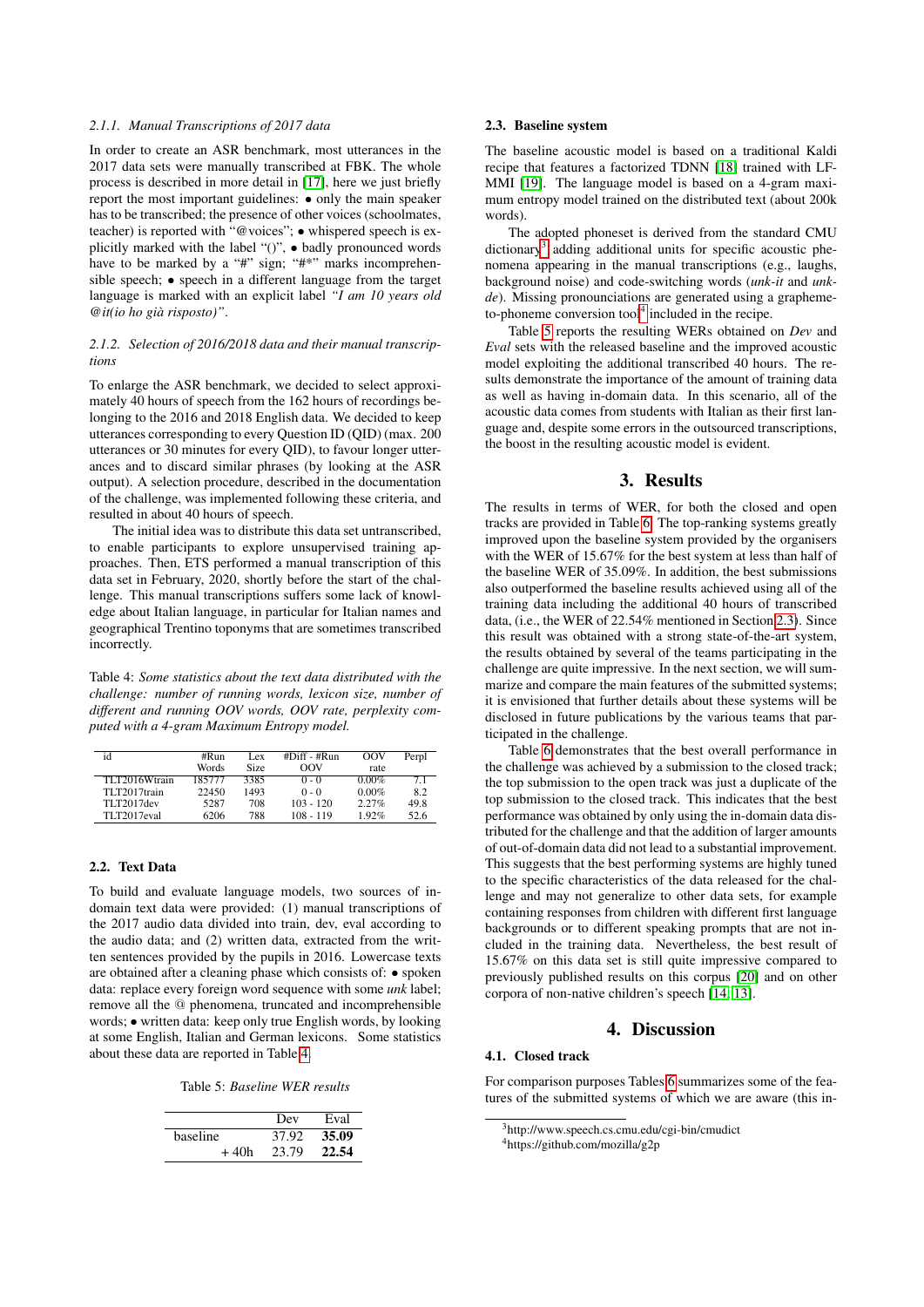#### 2.1.1. Manual Transcriptions of 2017 data

In order to create an ASR benchmark, most utterances in the 2017 data sets were manually transcribed at FBK. The whole process is described in more detail in [17], here we just briefly report the most important guidelines: • only the main speaker has to be transcribed; the presence of other voices (schoolmates, teacher) is reported with "@voices"; • whispered speech is explicitly marked with the label "()", • badly pronounced words have to be marked by a "#" sign; "#*" marks incomprehensible speech; • speech in a different language from the target language is marked with an explicit label *"I am 10 years old @it(io ho già risposto)"*.

#### 2.1.2. Selection of 2016/2018 data and their manual transcriptions

To enlarge the ASR benchmark, we decided to select approximately 40 hours of speech from the 162 hours of recordings belonging to the 2016 and 2018 English data. We decided to keep utterances corresponding to every Question ID (QID) (max. 200 utterances or 30 minutes for every QID), to favour longer utterances and to discard similar phrases (by looking at the ASR output). A selection procedure, described in the documentation of the challenge, was implemented following these criteria, and resulted in about 40 hours of speech.

The initial idea was to distribute this data set untranscribed, to enable participants to explore unsupervised training approaches. Then, ETS performed a manual transcription of this data set in February, 2020, shortly before the start of the challenge. This manual transcriptions suffers some lack of knowledge about Italian language, in particular for Italian names and geographical Trentino toponyms that are sometimes transcribed incorrectly.

Table 4: *Some statistics about the text data distributed with the challenge: number of running words, lexicon size, number of different and running OOV words, OOV rate, perplexity computed with a 4-gram Maximum Entropy model.*

| id | #Run Words | Lex Size | #Diff - #Run OOV | OOV rate | Perpl |
|---|---|---|---|---|---|
| TLT2016Wtrain | 185777 | 3385 | 0 - 0 | 0.00% | 7.1 |
| TLT2017train | 22450 | 1493 | 0 - 0 | 0.00% | 8.2 |
| TLT2017dev | 5287 | 708 | 103 - 120 | 2.27% | 49.8 |
| TLT2017eval | 6206 | 788 | 108 - 119 | 1.92% | 52.6 |

### 2.2. Text Data

To build and evaluate language models, two sources of in-domain text data were provided: (1) manual transcriptions of the 2017 audio data divided into train, dev, eval according to the audio data; and (2) written data, extracted from the written sentences provided by the pupils in 2016. Lowercase texts are obtained after a cleaning phase which consists of: • spoken data: replace every foreign word sequence with some *unk* label; remove all the @ phenomena, truncated and incomprehensible words; • written data: keep only true English words, by looking at some English, Italian and German lexicons. Some statistics about these data are reported in Table 4.

Table 5: *Baseline WER results*

| | Dev | Eval |
|---|---|---|
| baseline | 37.92 | **35.09** |
| + 40h | 23.79 | **22.54** |

### 2.3. Baseline system

The baseline acoustic model is based on a traditional Kaldi recipe that features a factorized TDNN [18] trained with LF-MMI [19]. The language model is based on a 4-gram maximum entropy model trained on the distributed text (about 200k words).

The adopted phoneset is derived from the standard CMU dictionary[3] adding additional units for specific acoustic phenomena appearing in the manual transcriptions (e.g., laughs, background noise) and code-switching words (*unk-it* and *unk-de*). Missing pronounciations are generated using a grapheme-to-phoneme conversion tool[4] included in the recipe.

Table 5 reports the resulting WERs obtained on *Dev* and *Eval* sets with the released baseline and the improved acoustic model exploiting the additional transcribed 40 hours. The results demonstrate the importance of the amount of training data as well as having in-domain data. In this scenario, all of the acoustic data comes from students with Italian as their first language and, despite some errors in the outsourced transcriptions, the boost in the resulting acoustic model is evident.

## 3. Results

The results in terms of WER, for both the closed and open tracks are provided in Table 6. The top-ranking systems greatly improved upon the baseline system provided by the organisers with the WER of 15.67% for the best system at less than half of the baseline WER of 35.09%. In addition, the best submissions also outperformed the baseline results achieved using all of the training data including the additional 40 hours of transcribed data, (i.e., the WER of 22.54% mentioned in Section 2.3). Since this result was obtained with a strong state-of-the-art system, the results obtained by several of the teams participating in the challenge are quite impressive. In the next section, we will summarize and compare the main features of the submitted systems; it is envisioned that further details about these systems will be disclosed in future publications by the various teams that participated in the challenge.

Table 6 demonstrates that the best overall performance in the challenge was achieved by a submission to the closed track; the top submission to the open track was just a duplicate of the top submission to the closed track. This indicates that the best performance was obtained by only using the in-domain data distributed for the challenge and that the addition of larger amounts of out-of-domain data did not lead to a substantial improvement. This suggests that the best performing systems are highly tuned to the specific characteristics of the data released for the challenge and may not generalize to other data sets, for example containing responses from children with different first language backgrounds or to different speaking prompts that are not included in the training data. Nevertheless, the best result of 15.67% on this data set is still quite impressive compared to previously published results on this corpus [20] and on other corpora of non-native children's speech [14, 13].

## 4. Discussion

### 4.1. Closed track

For comparison purposes Tables 6 summarizes some of the features of the submitted systems of which we are aware (this in-

[3] http://www.speech.cs.cmu.edu/cgi-bin/cmudict

[4] https://github.com/mozilla/g2p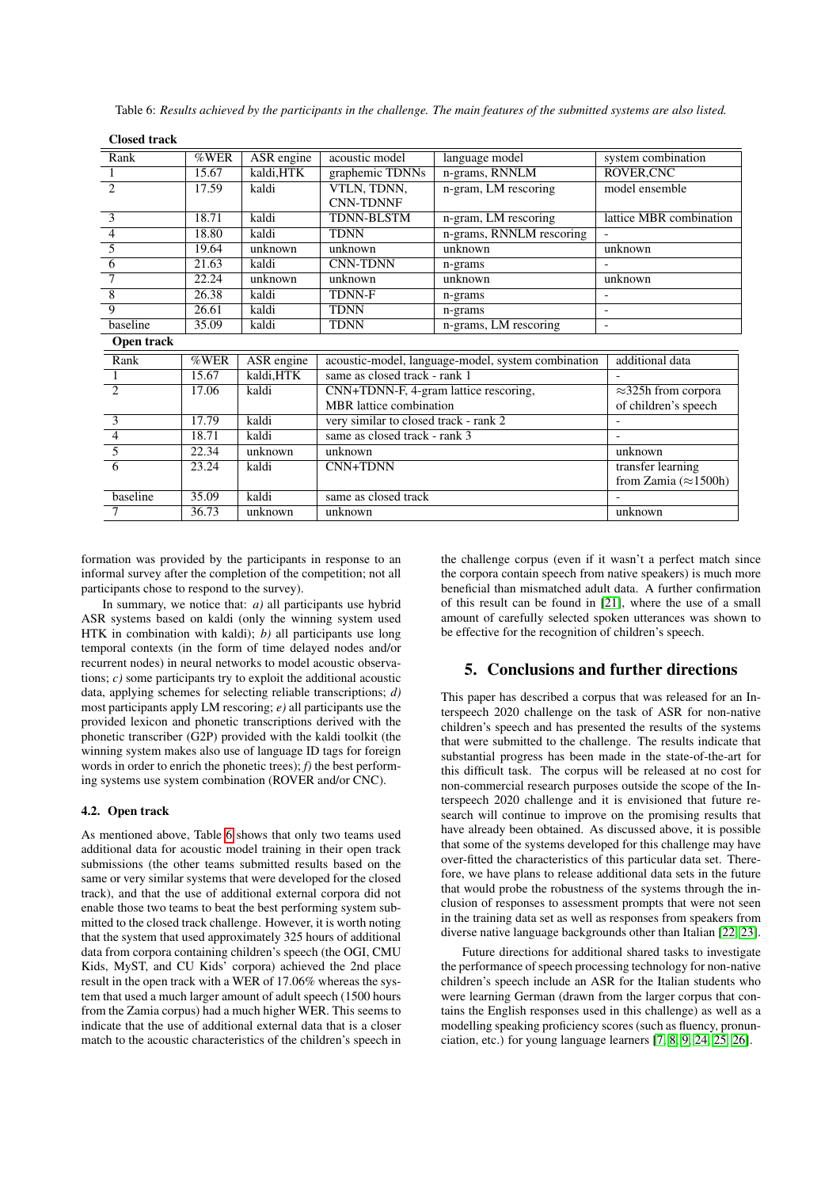Table 6: *Results achieved by the participants in the challenge. The main features of the submitted systems are also listed.*

**Closed track**

| Rank | %WER | ASR engine | acoustic model | language model | system combination |
|---|---|---|---|---|---|
| 1 | 15.67 | kaldi,HTK | graphemic TDNNs | n-grams, RNNLM | ROVER,CNC |
| 2 | 17.59 | kaldi | VTLN, TDNN, CNN-TDNNF | n-gram, LM rescoring | model ensemble |
| 3 | 18.71 | kaldi | TDNN-BLSTM | n-gram, LM rescoring | lattice MBR combination |
| 4 | 18.80 | kaldi | TDNN | n-grams, RNNLM rescoring | - |
| 5 | 19.64 | unknown | unknown | unknown | unknown |
| 6 | 21.63 | kaldi | CNN-TDNN | n-grams | - |
| 7 | 22.24 | unknown | unknown | unknown | unknown |
| 8 | 26.38 | kaldi | TDNN-F | n-grams | - |
| 9 | 26.61 | kaldi | TDNN | n-grams | - |
| baseline | 35.09 | kaldi | TDNN | n-grams, LM rescoring | - |

**Open track**

| Rank | %WER | ASR engine | acoustic-model, language-model, system combination | additional data |
|---|---|---|---|---|
| 1 | 15.67 | kaldi,HTK | same as closed track - rank 1 | - |
| 2 | 17.06 | kaldi | CNN+TDNN-F, 4-gram lattice rescoring, MBR lattice combination | ≈325h from corpora of children's speech |
| 3 | 17.79 | kaldi | very similar to closed track - rank 2 | - |
| 4 | 18.71 | kaldi | same as closed track - rank 3 | - |
| 5 | 22.34 | unknown | unknown | unknown |
| 6 | 23.24 | kaldi | CNN+TDNN | transfer learning from Zamia (≈1500h) |
| baseline | 35.09 | kaldi | same as closed track | - |
| 7 | 36.73 | unknown | unknown | unknown |

formation was provided by the participants in response to an informal survey after the completion of the competition; not all participants chose to respond to the survey).

In summary, we notice that: *a)* all participants use hybrid ASR systems based on kaldi (only the winning system used HTK in combination with kaldi); *b)* all participants use long temporal contexts (in the form of time delayed nodes and/or recurrent nodes) in neural networks to model acoustic observations; *c)* some participants try to exploit the additional acoustic data, applying schemes for selecting reliable transcriptions; *d)* most participants apply LM rescoring; *e)* all participants use the provided lexicon and phonetic transcriptions derived with the phonetic transcriber (G2P) provided with the kaldi toolkit (the winning system makes also use of language ID tags for foreign words in order to enrich the phonetic trees); *f)* the best performing systems use system combination (ROVER and/or CNC).

### 4.2. Open track

As mentioned above, Table 6 shows that only two teams used additional data for acoustic model training in their open track submissions (the other teams submitted results based on the same or very similar systems that were developed for the closed track), and that the use of additional external corpora did not enable those two teams to beat the best performing system submitted to the closed track challenge. However, it is worth noting that the system that used approximately 325 hours of additional data from corpora containing children's speech (the OGI, CMU Kids, MyST, and CU Kids' corpora) achieved the 2nd place result in the open track with a WER of 17.06% whereas the system that used a much larger amount of adult speech (1500 hours from the Zamia corpus) had a much higher WER. This seems to indicate that the use of additional external data that is a closer match to the acoustic characteristics of the children's speech in the challenge corpus (even if it wasn't a perfect match since the corpora contain speech from native speakers) is much more beneficial than mismatched adult data. A further confirmation of this result can be found in [21], where the use of a small amount of carefully selected spoken utterances was shown to be effective for the recognition of children's speech.

## 5. Conclusions and further directions

This paper has described a corpus that was released for an Interspeech 2020 challenge on the task of ASR for non-native children's speech and has presented the results of the systems that were submitted to the challenge. The results indicate that substantial progress has been made in the state-of-the-art for this difficult task. The corpus will be released at no cost for non-commercial research purposes outside the scope of the Interspeech 2020 challenge and it is envisioned that future research will continue to improve on the promising results that have already been obtained. As discussed above, it is possible that some of the systems developed for this challenge may have over-fitted the characteristics of this particular data set. Therefore, we have plans to release additional data sets in the future that would probe the robustness of the systems through the inclusion of responses to assessment prompts that were not seen in the training data set as well as responses from speakers from diverse native language backgrounds other than Italian [22, 23].

Future directions for additional shared tasks to investigate the performance of speech processing technology for non-native children's speech include an ASR for the Italian students who were learning German (drawn from the larger corpus that contains the English responses used in this challenge) as well as a modelling speaking proficiency scores (such as fluency, pronunciation, etc.) for young language learners [7, 8, 9, 24, 25, 26].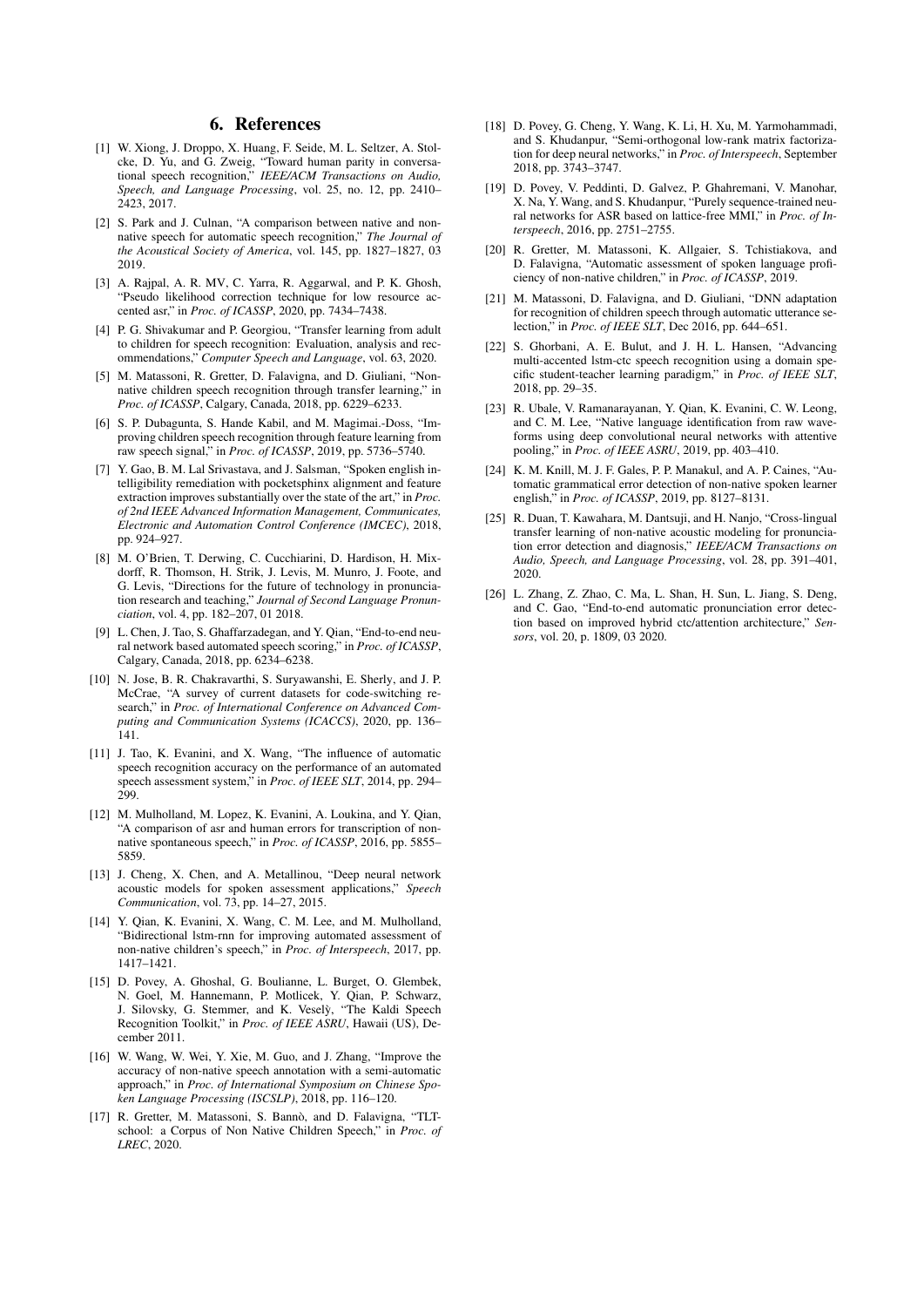## 6. References

[1] W. Xiong, J. Droppo, X. Huang, F. Seide, M. L. Seltzer, A. Stolcke, D. Yu, and G. Zweig, "Toward human parity in conversational speech recognition," *IEEE/ACM Transactions on Audio, Speech, and Language Processing*, vol. 25, no. 12, pp. 2410–2423, 2017.

[2] S. Park and J. Culnan, "A comparison between native and non-native speech for automatic speech recognition," *The Journal of the Acoustical Society of America*, vol. 145, pp. 1827–1827, 03 2019.

[3] A. Rajpal, A. R. MV, C. Yarra, R. Aggarwal, and P. K. Ghosh, "Pseudo likelihood correction technique for low resource accented asr," in *Proc. of ICASSP*, 2020, pp. 7434–7438.

[4] P. G. Shivakumar and P. Georgiou, "Transfer learning from adult to children for speech recognition: Evaluation, analysis and recommendations," *Computer Speech and Language*, vol. 63, 2020.

[5] M. Matassoni, R. Gretter, D. Falavigna, and D. Giuliani, "Non-native children speech recognition through transfer learning," in *Proc. of ICASSP*, Calgary, Canada, 2018, pp. 6229–6233.

[6] S. P. Dubagunta, S. Hande Kabil, and M. Magimai.-Doss, "Improving children speech recognition through feature learning from raw speech signal," in *Proc. of ICASSP*, 2019, pp. 5736–5740.

[7] Y. Gao, B. M. Lal Srivastava, and J. Salsman, "Spoken english intelligibility remediation with pocketsphinx alignment and feature extraction improves substantially over the state of the art," in *Proc. of 2nd IEEE Advanced Information Management, Communicates, Electronic and Automation Control Conference (IMCEC)*, 2018, pp. 924–927.

[8] M. O'Brien, T. Derwing, C. Cucchiarini, D. Hardison, H. Mixdorff, R. Thomson, H. Strik, J. Levis, M. Munro, J. Foote, and G. Levis, "Directions for the future of technology in pronunciation research and teaching," *Journal of Second Language Pronunciation*, vol. 4, pp. 182–207, 01 2018.

[9] L. Chen, J. Tao, S. Ghaffarzadegan, and Y. Qian, "End-to-end neural network based automated speech scoring," in *Proc. of ICASSP*, Calgary, Canada, 2018, pp. 6234–6238.

[10] N. Jose, B. R. Chakravarthi, S. Suryawanshi, E. Sherly, and J. P. McCrae, "A survey of current datasets for code-switching research," in *Proc. of International Conference on Advanced Computing and Communication Systems (ICACCS)*, 2020, pp. 136–141.

[11] J. Tao, K. Evanini, and X. Wang, "The influence of automatic speech recognition accuracy on the performance of an automated speech assessment system," in *Proc. of IEEE SLT*, 2014, pp. 294–299.

[12] M. Mulholland, M. Lopez, K. Evanini, A. Loukina, and Y. Qian, "A comparison of asr and human errors for transcription of non-native spontaneous speech," in *Proc. of ICASSP*, 2016, pp. 5855–5859.

[13] J. Cheng, X. Chen, and A. Metallinou, "Deep neural network acoustic models for spoken assessment applications," *Speech Communication*, vol. 73, pp. 14–27, 2015.

[14] Y. Qian, K. Evanini, X. Wang, C. M. Lee, and M. Mulholland, "Bidirectional lstm-rnn for improving automated assessment of non-native children's speech," in *Proc. of Interspeech*, 2017, pp. 1417–1421.

[15] D. Povey, A. Ghoshal, G. Boulianne, L. Burget, O. Glembek, N. Goel, M. Hannemann, P. Motlicek, Y. Qian, P. Schwarz, J. Silovsky, G. Stemmer, and K. Veselý, "The Kaldi Speech Recognition Toolkit," in *Proc. of IEEE ASRU*, Hawaii (US), December 2011.

[16] W. Wang, W. Wei, Y. Xie, M. Guo, and J. Zhang, "Improve the accuracy of non-native speech annotation with a semi-automatic approach," in *Proc. of International Symposium on Chinese Spoken Language Processing (ISCSLP)*, 2018, pp. 116–120.

[17] R. Gretter, M. Matassoni, S. Bannò, and D. Falavigna, "TLT-school: a Corpus of Non Native Children Speech," in *Proc. of LREC*, 2020.

[18] D. Povey, G. Cheng, Y. Wang, K. Li, H. Xu, M. Yarmohammadi, and S. Khudanpur, "Semi-orthogonal low-rank matrix factorization for deep neural networks," in *Proc. of Interspeech*, September 2018, pp. 3743–3747.

[19] D. Povey, V. Peddinti, D. Galvez, P. Ghahremani, V. Manohar, X. Na, Y. Wang, and S. Khudanpur, "Purely sequence-trained neural networks for ASR based on lattice-free MMI," in *Proc. of Interspeech*, 2016, pp. 2751–2755.

[20] R. Gretter, M. Matassoni, K. Allgaier, S. Tchistiakova, and D. Falavigna, "Automatic assessment of spoken language proficiency of non-native children," in *Proc. of ICASSP*, 2019.

[21] M. Matassoni, D. Falavigna, and D. Giuliani, "DNN adaptation for recognition of children speech through automatic utterance selection," in *Proc. of IEEE SLT*, Dec 2016, pp. 644–651.

[22] S. Ghorbani, A. E. Bulut, and J. H. L. Hansen, "Advancing multi-accented lstm-ctc speech recognition using a domain specific student-teacher learning paradigm," in *Proc. of IEEE SLT*, 2018, pp. 29–35.

[23] R. Ubale, V. Ramanarayanan, Y. Qian, K. Evanini, C. W. Leong, and C. M. Lee, "Native language identification from raw waveforms using deep convolutional neural networks with attentive pooling," in *Proc. of IEEE ASRU*, 2019, pp. 403–410.

[24] K. M. Knill, M. J. F. Gales, P. P. Manakul, and A. P. Caines, "Automatic grammatical error detection of non-native spoken learner english," in *Proc. of ICASSP*, 2019, pp. 8127–8131.

[25] R. Duan, T. Kawahara, M. Dantsuji, and H. Nanjo, "Cross-lingual transfer learning of non-native acoustic modeling for pronunciation error detection and diagnosis," *IEEE/ACM Transactions on Audio, Speech, and Language Processing*, vol. 28, pp. 391–401, 2020.

[26] L. Zhang, Z. Zhao, C. Ma, L. Shan, H. Sun, L. Jiang, S. Deng, and C. Gao, "End-to-end automatic pronunciation error detection based on improved hybrid ctc/attention architecture," *Sensors*, vol. 20, p. 1809, 03 2020.